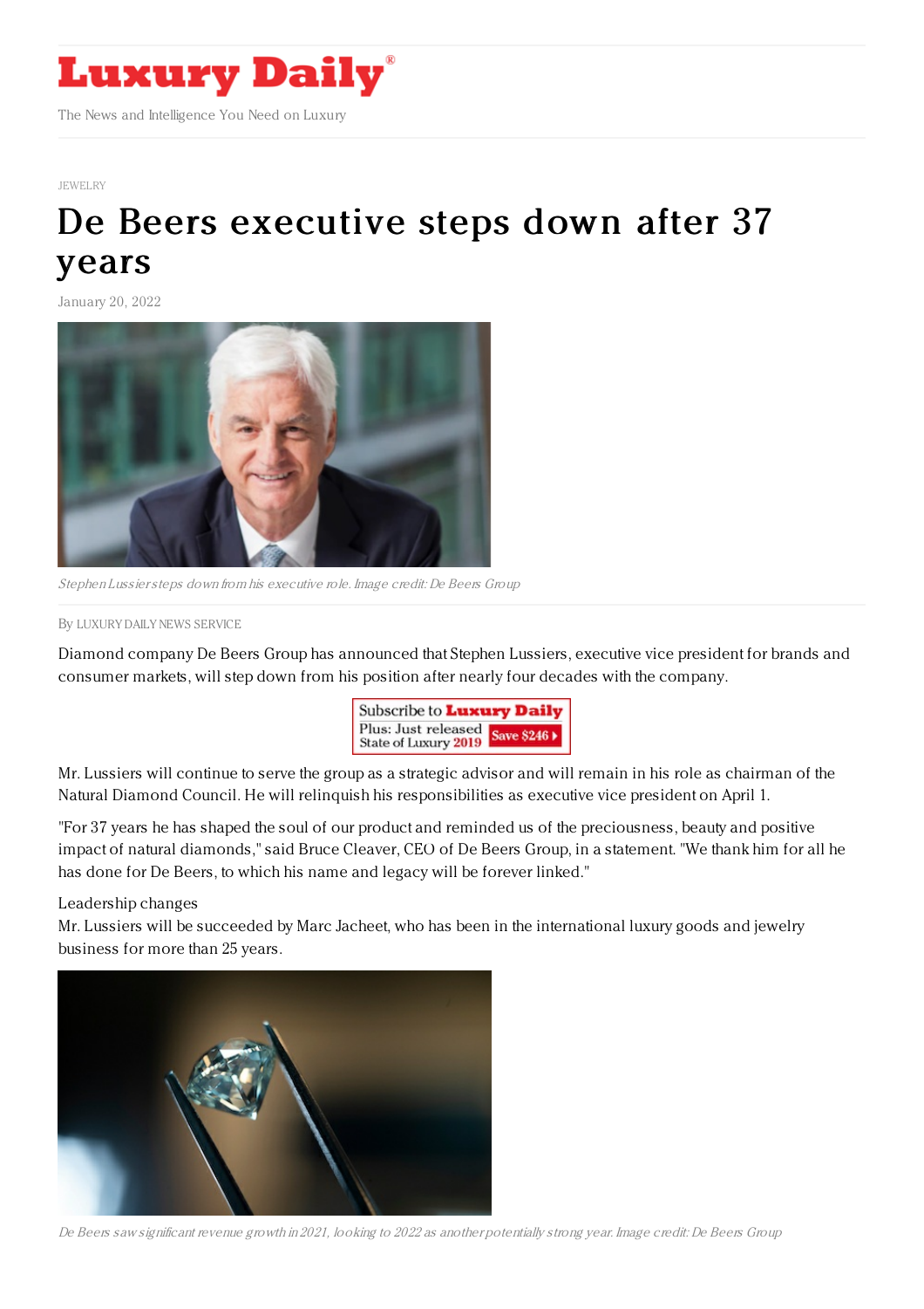JEWELRY

# De Beers executive steps down after 37 years

January 20, 2022

*Stephen Lussier steps down from his executive role. Image credit: De Beers Group*

By LUXURY DAILY NEWS SERVICE

Diamond company De Beers Group has announced that Stephen Lussiers, executive vice president for brands and consumer markets, will step down from his position after nearly four decades with the company.

Mr. Lussiers will continue to serve the group as a strategic advisor and will remain in his role as chairman of the Natural Diamond Council. He will relinquish his responsibilities as executive vice president on April 1.

"For 37 years he has shaped the soul of our product and reminded us of the preciousness, beauty and positive impact of natural diamonds," said Bruce Cleaver, CEO of De Beers Group, in a statement. "We thank him for all he has done for De Beers, to which his name and legacy will be forever linked."

Leadership changes

Mr. Lussiers will be succeeded by Marc Jacheet, who has been in the international luxury goods and jewelry business for more than 25 years.

*De Beers saw significant revenue growth in 2021, looking to 2022 as another potentially strong year. Image credit: De Beers Group*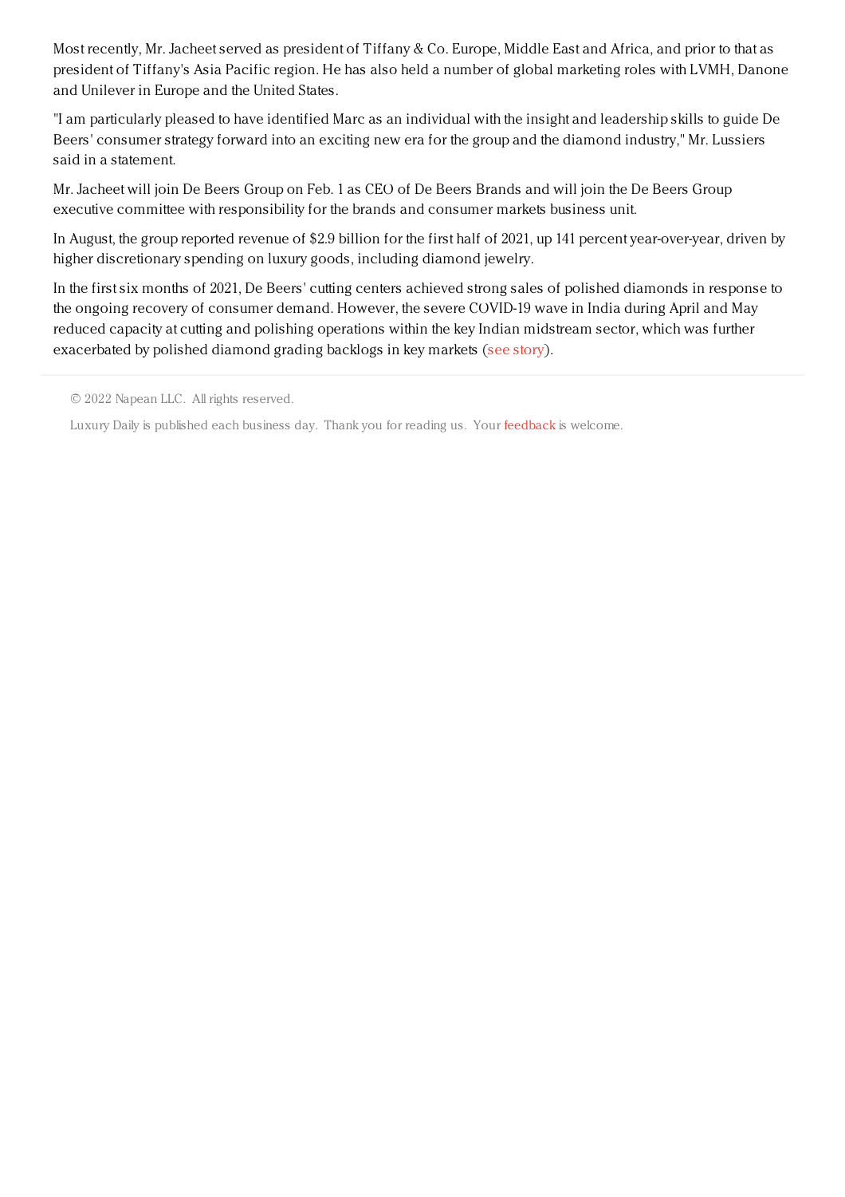Most recently, Mr. Jacheet served as president of Tiffany & Co. Europe, Middle East and Africa, and prior to that as president of Tiffany's Asia Pacific region. He has also held a number of global marketing roles with LVMH, Danone and Unilever in Europe and the United States.

"I am particularly pleased to have identified Marc as an individual with the insight and leadership skills to guide De Beers' consumer strategy forward into an exciting new era for the group and the diamond industry," Mr. Lussiers said in a statement.

Mr. Jacheet will join De Beers Group on Feb. 1 as CEO of De Beers Brands and will join the De Beers Group executive committee with responsibility for the brands and consumer markets business unit.

In August, the group reported revenue of $2.9 billion for the first half of 2021, up 141 percent year-over-year, driven by higher discretionary spending on luxury goods, including diamond jewelry.

In the first six months of 2021, De Beers' cutting centers achieved strong sales of polished diamonds in response to the ongoing recovery of consumer demand. However, the severe COVID-19 wave in India during April and May reduced capacity at cutting and polishing operations within the key Indian midstream sector, which was further exacerbated by polished diamond grading backlogs in key markets (see story).

© 2022 Napean LLC. All rights reserved.

Luxury Daily is published each business day. Thank you for reading us. Your feedback is welcome.